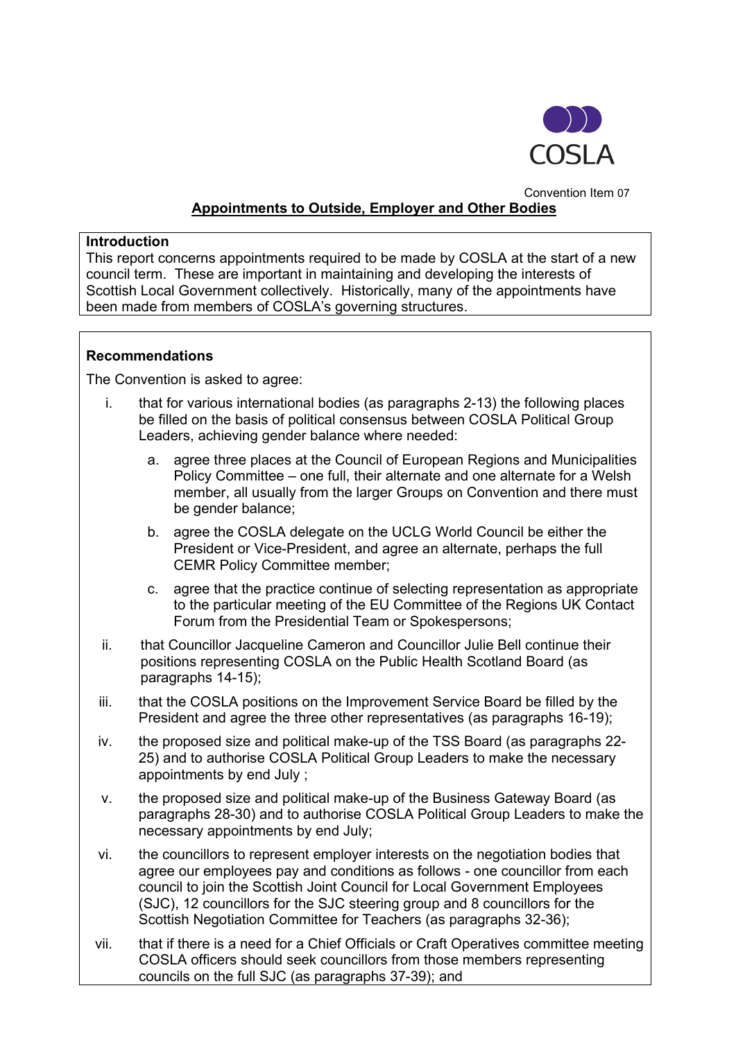Convention Item 07

## Appointments to Outside, Employer and Other Bodies

**Introduction**

This report concerns appointments required to be made by COSLA at the start of a new council term. These are important in maintaining and developing the interests of Scottish Local Government collectively. Historically, many of the appointments have been made from members of COSLA's governing structures.

**Recommendations**

The Convention is asked to agree:

i. that for various international bodies (as paragraphs 2-13) the following places be filled on the basis of political consensus between COSLA Political Group Leaders, achieving gender balance where needed:

   a. agree three places at the Council of European Regions and Municipalities Policy Committee – one full, their alternate and one alternate for a Welsh member, all usually from the larger Groups on Convention and there must be gender balance;

   b. agree the COSLA delegate on the UCLG World Council be either the President or Vice-President, and agree an alternate, perhaps the full CEMR Policy Committee member;

   c. agree that the practice continue of selecting representation as appropriate to the particular meeting of the EU Committee of the Regions UK Contact Forum from the Presidential Team or Spokespersons;

ii. that Councillor Jacqueline Cameron and Councillor Julie Bell continue their positions representing COSLA on the Public Health Scotland Board (as paragraphs 14-15);

iii. that the COSLA positions on the Improvement Service Board be filled by the President and agree the three other representatives (as paragraphs 16-19);

iv. the proposed size and political make-up of the TSS Board (as paragraphs 22-25) and to authorise COSLA Political Group Leaders to make the necessary appointments by end July ;

v. the proposed size and political make-up of the Business Gateway Board (as paragraphs 28-30) and to authorise COSLA Political Group Leaders to make the necessary appointments by end July;

vi. the councillors to represent employer interests on the negotiation bodies that agree our employees pay and conditions as follows - one councillor from each council to join the Scottish Joint Council for Local Government Employees (SJC), 12 councillors for the SJC steering group and 8 councillors for the Scottish Negotiation Committee for Teachers (as paragraphs 32-36);

vii. that if there is a need for a Chief Officials or Craft Operatives committee meeting COSLA officers should seek councillors from those members representing councils on the full SJC (as paragraphs 37-39); and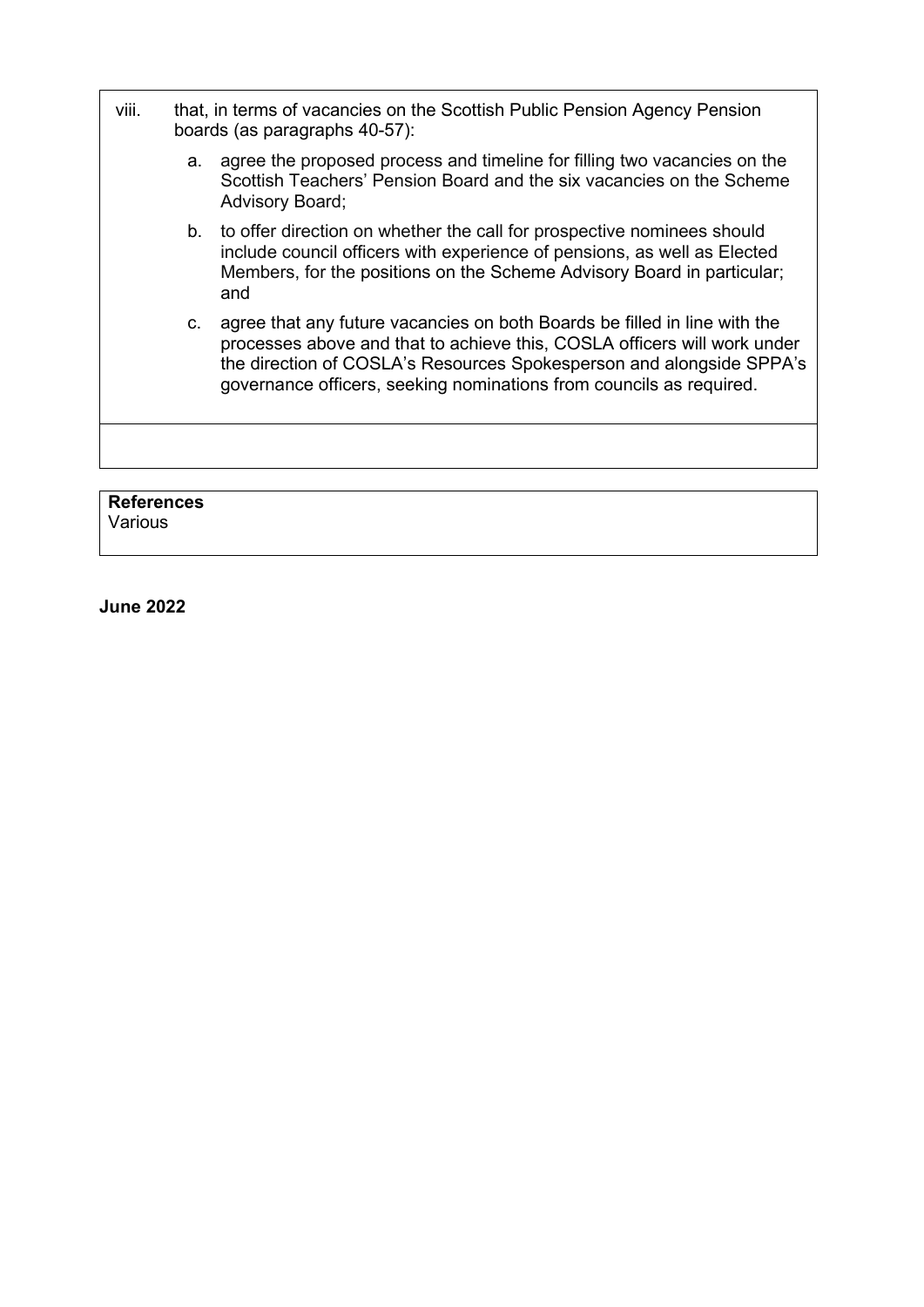viii. that, in terms of vacancies on the Scottish Public Pension Agency Pension boards (as paragraphs 40-57):

   a. agree the proposed process and timeline for filling two vacancies on the Scottish Teachers' Pension Board and the six vacancies on the Scheme Advisory Board;

   b. to offer direction on whether the call for prospective nominees should include council officers with experience of pensions, as well as Elected Members, for the positions on the Scheme Advisory Board in particular; and

   c. agree that any future vacancies on both Boards be filled in line with the processes above and that to achieve this, COSLA officers will work under the direction of COSLA's Resources Spokesperson and alongside SPPA's governance officers, seeking nominations from councils as required.

**References**
Various

**June 2022**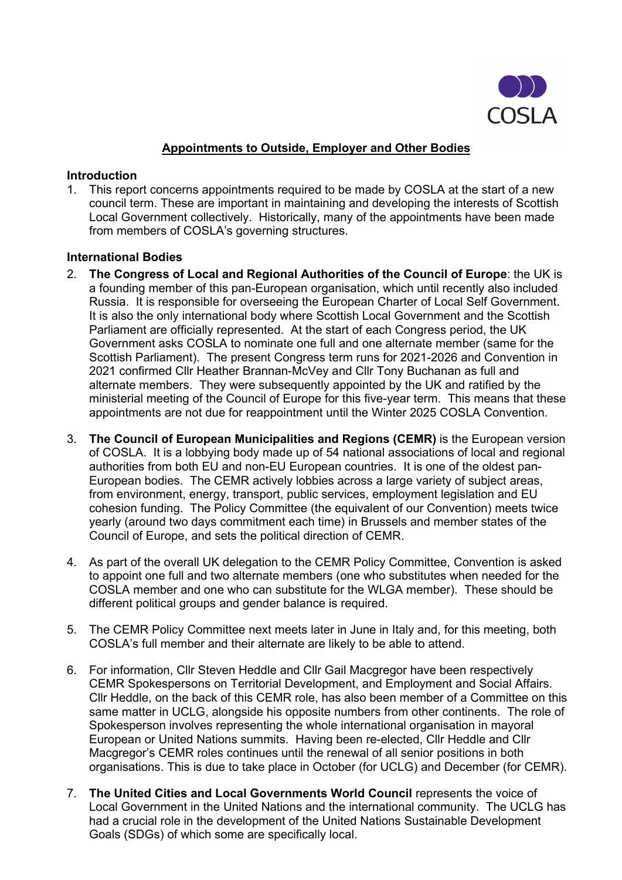COSLA

**Appointments to Outside, Employer and Other Bodies**

**Introduction**

1. This report concerns appointments required to be made by COSLA at the start of a new council term. These are important in maintaining and developing the interests of Scottish Local Government collectively. Historically, many of the appointments have been made from members of COSLA's governing structures.

**International Bodies**

2. **The Congress of Local and Regional Authorities of the Council of Europe**: the UK is a founding member of this pan-European organisation, which until recently also included Russia. It is responsible for overseeing the European Charter of Local Self Government. It is also the only international body where Scottish Local Government and the Scottish Parliament are officially represented. At the start of each Congress period, the UK Government asks COSLA to nominate one full and one alternate member (same for the Scottish Parliament). The present Congress term runs for 2021-2026 and Convention in 2021 confirmed Cllr Heather Brannan-McVey and Cllr Tony Buchanan as full and alternate members. They were subsequently appointed by the UK and ratified by the ministerial meeting of the Council of Europe for this five-year term. This means that these appointments are not due for reappointment until the Winter 2025 COSLA Convention.

3. **The Council of European Municipalities and Regions (CEMR)** is the European version of COSLA. It is a lobbying body made up of 54 national associations of local and regional authorities from both EU and non-EU European countries. It is one of the oldest pan-European bodies. The CEMR actively lobbies across a large variety of subject areas, from environment, energy, transport, public services, employment legislation and EU cohesion funding. The Policy Committee (the equivalent of our Convention) meets twice yearly (around two days commitment each time) in Brussels and member states of the Council of Europe, and sets the political direction of CEMR.

4. As part of the overall UK delegation to the CEMR Policy Committee, Convention is asked to appoint one full and two alternate members (one who substitutes when needed for the COSLA member and one who can substitute for the WLGA member). These should be different political groups and gender balance is required.

5. The CEMR Policy Committee next meets later in June in Italy and, for this meeting, both COSLA's full member and their alternate are likely to be able to attend.

6. For information, Cllr Steven Heddle and Cllr Gail Macgregor have been respectively CEMR Spokespersons on Territorial Development, and Employment and Social Affairs. Cllr Heddle, on the back of this CEMR role, has also been member of a Committee on this same matter in UCLG, alongside his opposite numbers from other continents. The role of Spokesperson involves representing the whole international organisation in mayoral European or United Nations summits. Having been re-elected, Cllr Heddle and Cllr Macgregor's CEMR roles continues until the renewal of all senior positions in both organisations. This is due to take place in October (for UCLG) and December (for CEMR).

7. **The United Cities and Local Governments World Council** represents the voice of Local Government in the United Nations and the international community. The UCLG has had a crucial role in the development of the United Nations Sustainable Development Goals (SDGs) of which some are specifically local.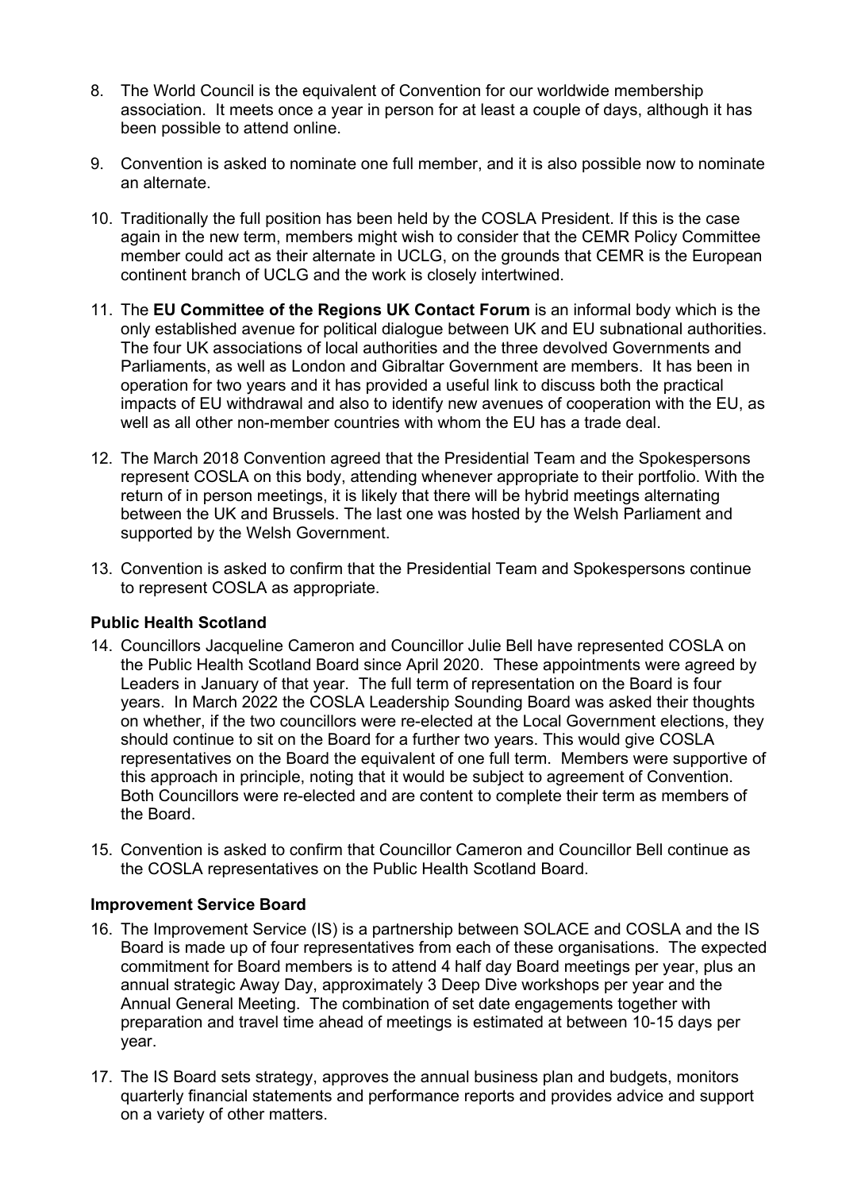8. The World Council is the equivalent of Convention for our worldwide membership association. It meets once a year in person for at least a couple of days, although it has been possible to attend online.

9. Convention is asked to nominate one full member, and it is also possible now to nominate an alternate.

10. Traditionally the full position has been held by the COSLA President. If this is the case again in the new term, members might wish to consider that the CEMR Policy Committee member could act as their alternate in UCLG, on the grounds that CEMR is the European continent branch of UCLG and the work is closely intertwined.

11. The **EU Committee of the Regions UK Contact Forum** is an informal body which is the only established avenue for political dialogue between UK and EU subnational authorities. The four UK associations of local authorities and the three devolved Governments and Parliaments, as well as London and Gibraltar Government are members. It has been in operation for two years and it has provided a useful link to discuss both the practical impacts of EU withdrawal and also to identify new avenues of cooperation with the EU, as well as all other non-member countries with whom the EU has a trade deal.

12. The March 2018 Convention agreed that the Presidential Team and the Spokespersons represent COSLA on this body, attending whenever appropriate to their portfolio. With the return of in person meetings, it is likely that there will be hybrid meetings alternating between the UK and Brussels. The last one was hosted by the Welsh Parliament and supported by the Welsh Government.

13. Convention is asked to confirm that the Presidential Team and Spokespersons continue to represent COSLA as appropriate.

**Public Health Scotland**

14. Councillors Jacqueline Cameron and Councillor Julie Bell have represented COSLA on the Public Health Scotland Board since April 2020. These appointments were agreed by Leaders in January of that year. The full term of representation on the Board is four years. In March 2022 the COSLA Leadership Sounding Board was asked their thoughts on whether, if the two councillors were re-elected at the Local Government elections, they should continue to sit on the Board for a further two years. This would give COSLA representatives on the Board the equivalent of one full term. Members were supportive of this approach in principle, noting that it would be subject to agreement of Convention. Both Councillors were re-elected and are content to complete their term as members of the Board.

15. Convention is asked to confirm that Councillor Cameron and Councillor Bell continue as the COSLA representatives on the Public Health Scotland Board.

**Improvement Service Board**

16. The Improvement Service (IS) is a partnership between SOLACE and COSLA and the IS Board is made up of four representatives from each of these organisations. The expected commitment for Board members is to attend 4 half day Board meetings per year, plus an annual strategic Away Day, approximately 3 Deep Dive workshops per year and the Annual General Meeting. The combination of set date engagements together with preparation and travel time ahead of meetings is estimated at between 10-15 days per year.

17. The IS Board sets strategy, approves the annual business plan and budgets, monitors quarterly financial statements and performance reports and provides advice and support on a variety of other matters.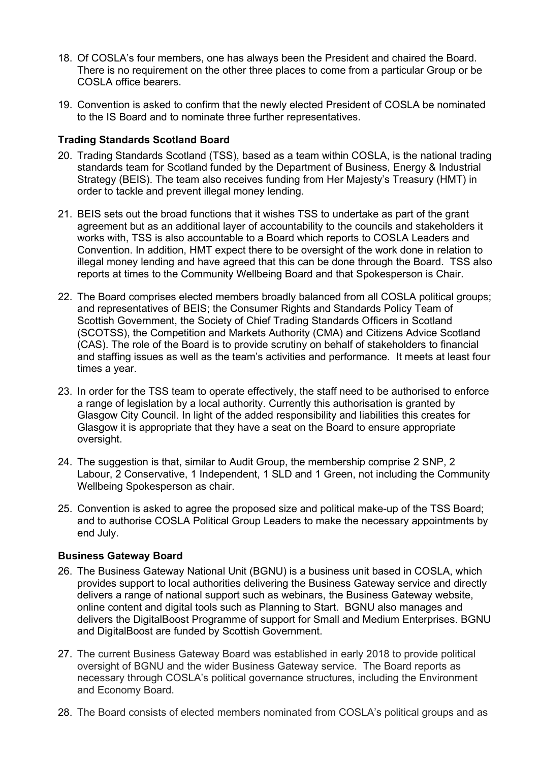18. Of COSLA's four members, one has always been the President and chaired the Board. There is no requirement on the other three places to come from a particular Group or be COSLA office bearers.

19. Convention is asked to confirm that the newly elected President of COSLA be nominated to the IS Board and to nominate three further representatives.

**Trading Standards Scotland Board**

20. Trading Standards Scotland (TSS), based as a team within COSLA, is the national trading standards team for Scotland funded by the Department of Business, Energy & Industrial Strategy (BEIS). The team also receives funding from Her Majesty's Treasury (HMT) in order to tackle and prevent illegal money lending.

21. BEIS sets out the broad functions that it wishes TSS to undertake as part of the grant agreement but as an additional layer of accountability to the councils and stakeholders it works with, TSS is also accountable to a Board which reports to COSLA Leaders and Convention. In addition, HMT expect there to be oversight of the work done in relation to illegal money lending and have agreed that this can be done through the Board. TSS also reports at times to the Community Wellbeing Board and that Spokesperson is Chair.

22. The Board comprises elected members broadly balanced from all COSLA political groups; and representatives of BEIS; the Consumer Rights and Standards Policy Team of Scottish Government, the Society of Chief Trading Standards Officers in Scotland (SCOTSS), the Competition and Markets Authority (CMA) and Citizens Advice Scotland (CAS). The role of the Board is to provide scrutiny on behalf of stakeholders to financial and staffing issues as well as the team's activities and performance. It meets at least four times a year.

23. In order for the TSS team to operate effectively, the staff need to be authorised to enforce a range of legislation by a local authority. Currently this authorisation is granted by Glasgow City Council. In light of the added responsibility and liabilities this creates for Glasgow it is appropriate that they have a seat on the Board to ensure appropriate oversight.

24. The suggestion is that, similar to Audit Group, the membership comprise 2 SNP, 2 Labour, 2 Conservative, 1 Independent, 1 SLD and 1 Green, not including the Community Wellbeing Spokesperson as chair.

25. Convention is asked to agree the proposed size and political make-up of the TSS Board; and to authorise COSLA Political Group Leaders to make the necessary appointments by end July.

**Business Gateway Board**

26. The Business Gateway National Unit (BGNU) is a business unit based in COSLA, which provides support to local authorities delivering the Business Gateway service and directly delivers a range of national support such as webinars, the Business Gateway website, online content and digital tools such as Planning to Start. BGNU also manages and delivers the DigitalBoost Programme of support for Small and Medium Enterprises. BGNU and DigitalBoost are funded by Scottish Government.

27. The current Business Gateway Board was established in early 2018 to provide political oversight of BGNU and the wider Business Gateway service. The Board reports as necessary through COSLA's political governance structures, including the Environment and Economy Board.

28. The Board consists of elected members nominated from COSLA's political groups and as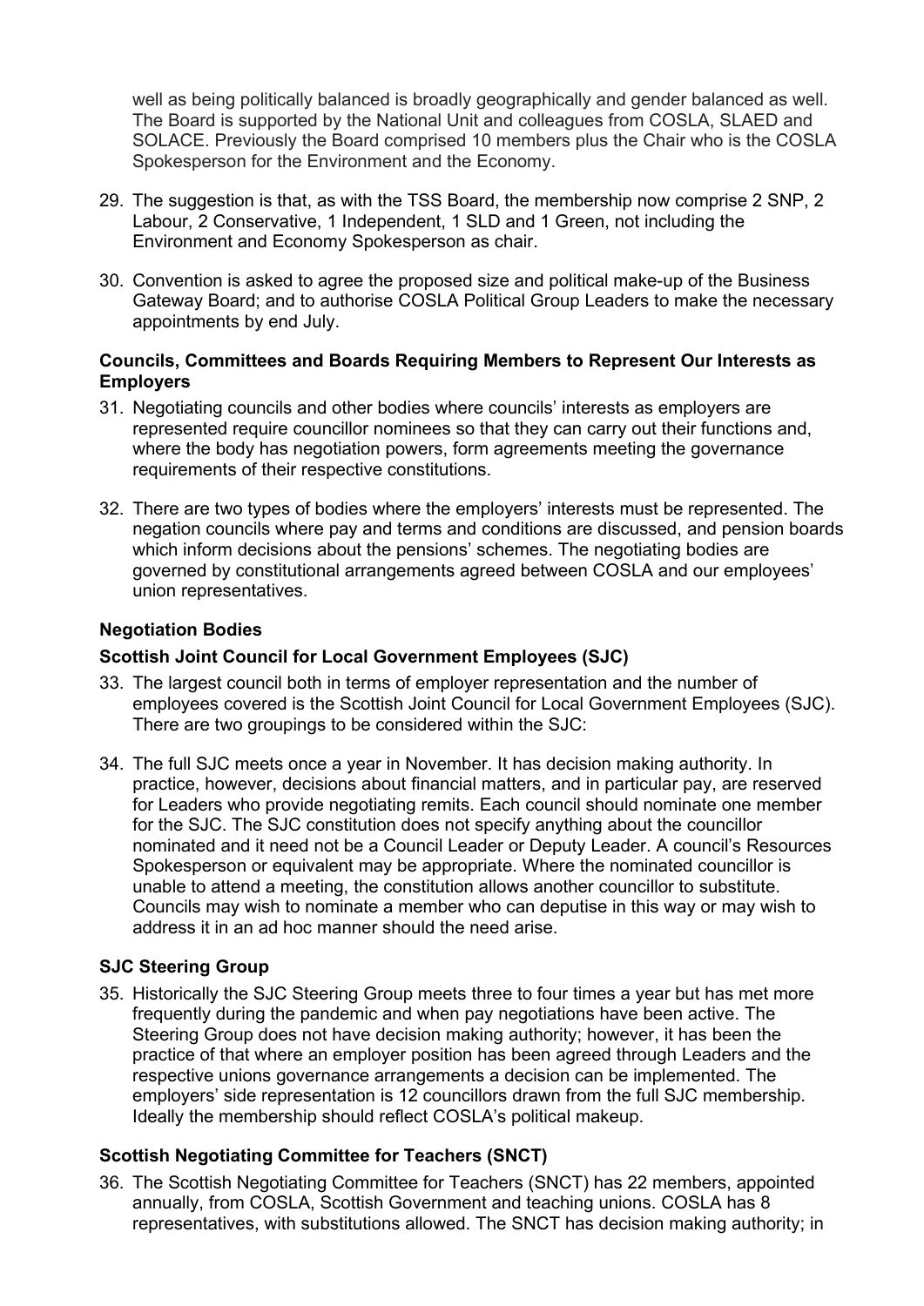well as being politically balanced is broadly geographically and gender balanced as well. The Board is supported by the National Unit and colleagues from COSLA, SLAED and SOLACE. Previously the Board comprised 10 members plus the Chair who is the COSLA Spokesperson for the Environment and the Economy.

29. The suggestion is that, as with the TSS Board, the membership now comprise 2 SNP, 2 Labour, 2 Conservative, 1 Independent, 1 SLD and 1 Green, not including the Environment and Economy Spokesperson as chair.

30. Convention is asked to agree the proposed size and political make-up of the Business Gateway Board; and to authorise COSLA Political Group Leaders to make the necessary appointments by end July.

**Councils, Committees and Boards Requiring Members to Represent Our Interests as Employers**

31. Negotiating councils and other bodies where councils' interests as employers are represented require councillor nominees so that they can carry out their functions and, where the body has negotiation powers, form agreements meeting the governance requirements of their respective constitutions.

32. There are two types of bodies where the employers' interests must be represented. The negation councils where pay and terms and conditions are discussed, and pension boards which inform decisions about the pensions' schemes. The negotiating bodies are governed by constitutional arrangements agreed between COSLA and our employees' union representatives.

**Negotiation Bodies**

**Scottish Joint Council for Local Government Employees (SJC)**

33. The largest council both in terms of employer representation and the number of employees covered is the Scottish Joint Council for Local Government Employees (SJC). There are two groupings to be considered within the SJC:

34. The full SJC meets once a year in November. It has decision making authority. In practice, however, decisions about financial matters, and in particular pay, are reserved for Leaders who provide negotiating remits. Each council should nominate one member for the SJC. The SJC constitution does not specify anything about the councillor nominated and it need not be a Council Leader or Deputy Leader. A council's Resources Spokesperson or equivalent may be appropriate. Where the nominated councillor is unable to attend a meeting, the constitution allows another councillor to substitute. Councils may wish to nominate a member who can deputise in this way or may wish to address it in an ad hoc manner should the need arise.

**SJC Steering Group**

35. Historically the SJC Steering Group meets three to four times a year but has met more frequently during the pandemic and when pay negotiations have been active. The Steering Group does not have decision making authority; however, it has been the practice of that where an employer position has been agreed through Leaders and the respective unions governance arrangements a decision can be implemented. The employers' side representation is 12 councillors drawn from the full SJC membership. Ideally the membership should reflect COSLA's political makeup.

**Scottish Negotiating Committee for Teachers (SNCT)**

36. The Scottish Negotiating Committee for Teachers (SNCT) has 22 members, appointed annually, from COSLA, Scottish Government and teaching unions. COSLA has 8 representatives, with substitutions allowed. The SNCT has decision making authority; in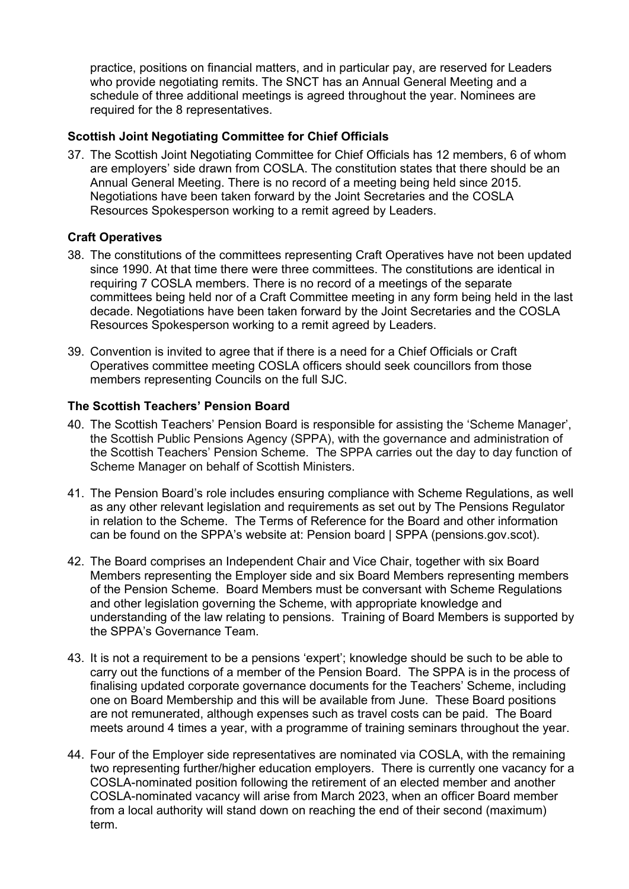practice, positions on financial matters, and in particular pay, are reserved for Leaders who provide negotiating remits. The SNCT has an Annual General Meeting and a schedule of three additional meetings is agreed throughout the year. Nominees are required for the 8 representatives.

**Scottish Joint Negotiating Committee for Chief Officials**

37. The Scottish Joint Negotiating Committee for Chief Officials has 12 members, 6 of whom are employers' side drawn from COSLA. The constitution states that there should be an Annual General Meeting. There is no record of a meeting being held since 2015. Negotiations have been taken forward by the Joint Secretaries and the COSLA Resources Spokesperson working to a remit agreed by Leaders.

**Craft Operatives**

38. The constitutions of the committees representing Craft Operatives have not been updated since 1990. At that time there were three committees. The constitutions are identical in requiring 7 COSLA members. There is no record of a meetings of the separate committees being held nor of a Craft Committee meeting in any form being held in the last decade. Negotiations have been taken forward by the Joint Secretaries and the COSLA Resources Spokesperson working to a remit agreed by Leaders.

39. Convention is invited to agree that if there is a need for a Chief Officials or Craft Operatives committee meeting COSLA officers should seek councillors from those members representing Councils on the full SJC.

**The Scottish Teachers' Pension Board**

40. The Scottish Teachers' Pension Board is responsible for assisting the 'Scheme Manager', the Scottish Public Pensions Agency (SPPA), with the governance and administration of the Scottish Teachers' Pension Scheme. The SPPA carries out the day to day function of Scheme Manager on behalf of Scottish Ministers.

41. The Pension Board's role includes ensuring compliance with Scheme Regulations, as well as any other relevant legislation and requirements as set out by The Pensions Regulator in relation to the Scheme. The Terms of Reference for the Board and other information can be found on the SPPA's website at: Pension board | SPPA (pensions.gov.scot).

42. The Board comprises an Independent Chair and Vice Chair, together with six Board Members representing the Employer side and six Board Members representing members of the Pension Scheme. Board Members must be conversant with Scheme Regulations and other legislation governing the Scheme, with appropriate knowledge and understanding of the law relating to pensions. Training of Board Members is supported by the SPPA's Governance Team.

43. It is not a requirement to be a pensions 'expert'; knowledge should be such to be able to carry out the functions of a member of the Pension Board. The SPPA is in the process of finalising updated corporate governance documents for the Teachers' Scheme, including one on Board Membership and this will be available from June. These Board positions are not remunerated, although expenses such as travel costs can be paid. The Board meets around 4 times a year, with a programme of training seminars throughout the year.

44. Four of the Employer side representatives are nominated via COSLA, with the remaining two representing further/higher education employers. There is currently one vacancy for a COSLA-nominated position following the retirement of an elected member and another COSLA-nominated vacancy will arise from March 2023, when an officer Board member from a local authority will stand down on reaching the end of their second (maximum) term.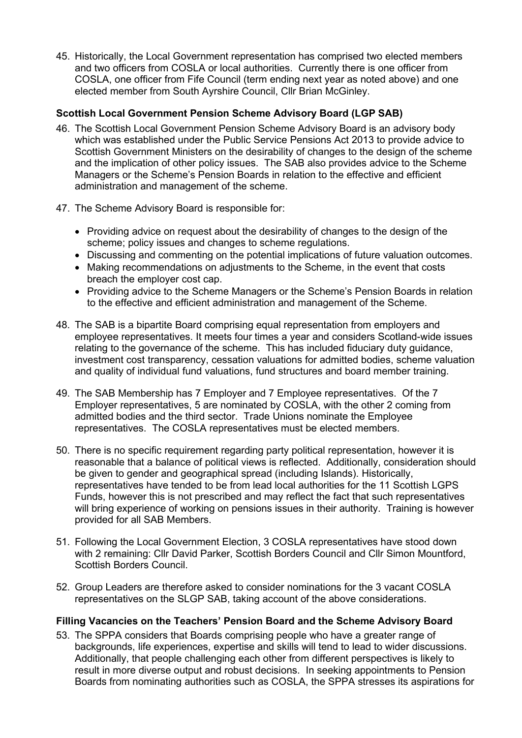45. Historically, the Local Government representation has comprised two elected members and two officers from COSLA or local authorities. Currently there is one officer from COSLA, one officer from Fife Council (term ending next year as noted above) and one elected member from South Ayrshire Council, Cllr Brian McGinley.

**Scottish Local Government Pension Scheme Advisory Board (LGP SAB)**

46. The Scottish Local Government Pension Scheme Advisory Board is an advisory body which was established under the Public Service Pensions Act 2013 to provide advice to Scottish Government Ministers on the desirability of changes to the design of the scheme and the implication of other policy issues. The SAB also provides advice to the Scheme Managers or the Scheme's Pension Boards in relation to the effective and efficient administration and management of the scheme.

47. The Scheme Advisory Board is responsible for:

    - Providing advice on request about the desirability of changes to the design of the scheme; policy issues and changes to scheme regulations.
    - Discussing and commenting on the potential implications of future valuation outcomes.
    - Making recommendations on adjustments to the Scheme, in the event that costs breach the employer cost cap.
    - Providing advice to the Scheme Managers or the Scheme's Pension Boards in relation to the effective and efficient administration and management of the Scheme.

48. The SAB is a bipartite Board comprising equal representation from employers and employee representatives. It meets four times a year and considers Scotland-wide issues relating to the governance of the scheme. This has included fiduciary duty guidance, investment cost transparency, cessation valuations for admitted bodies, scheme valuation and quality of individual fund valuations, fund structures and board member training.

49. The SAB Membership has 7 Employer and 7 Employee representatives. Of the 7 Employer representatives, 5 are nominated by COSLA, with the other 2 coming from admitted bodies and the third sector. Trade Unions nominate the Employee representatives. The COSLA representatives must be elected members.

50. There is no specific requirement regarding party political representation, however it is reasonable that a balance of political views is reflected. Additionally, consideration should be given to gender and geographical spread (including Islands). Historically, representatives have tended to be from lead local authorities for the 11 Scottish LGPS Funds, however this is not prescribed and may reflect the fact that such representatives will bring experience of working on pensions issues in their authority. Training is however provided for all SAB Members.

51. Following the Local Government Election, 3 COSLA representatives have stood down with 2 remaining: Cllr David Parker, Scottish Borders Council and Cllr Simon Mountford, Scottish Borders Council.

52. Group Leaders are therefore asked to consider nominations for the 3 vacant COSLA representatives on the SLGP SAB, taking account of the above considerations.

**Filling Vacancies on the Teachers' Pension Board and the Scheme Advisory Board**

53. The SPPA considers that Boards comprising people who have a greater range of backgrounds, life experiences, expertise and skills will tend to lead to wider discussions. Additionally, that people challenging each other from different perspectives is likely to result in more diverse output and robust decisions. In seeking appointments to Pension Boards from nominating authorities such as COSLA, the SPPA stresses its aspirations for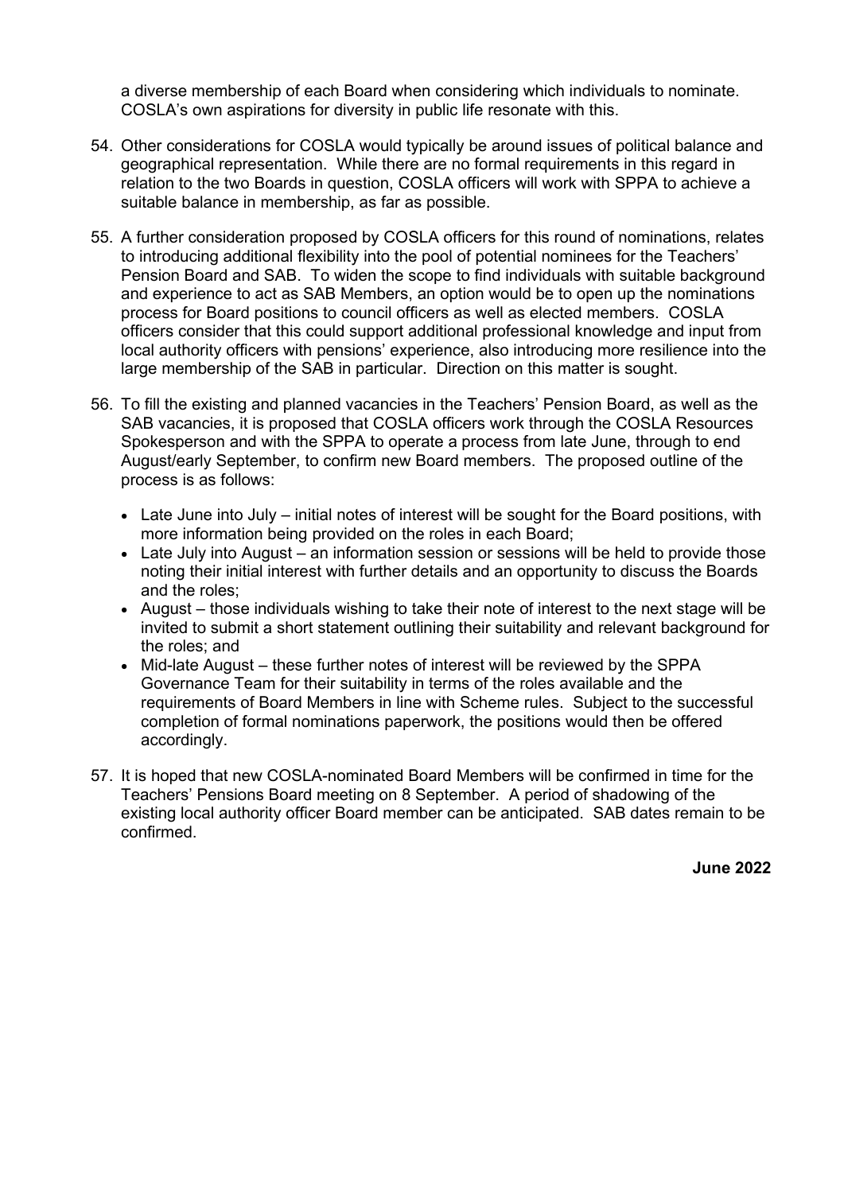a diverse membership of each Board when considering which individuals to nominate. COSLA's own aspirations for diversity in public life resonate with this.

54. Other considerations for COSLA would typically be around issues of political balance and geographical representation. While there are no formal requirements in this regard in relation to the two Boards in question, COSLA officers will work with SPPA to achieve a suitable balance in membership, as far as possible.

55. A further consideration proposed by COSLA officers for this round of nominations, relates to introducing additional flexibility into the pool of potential nominees for the Teachers' Pension Board and SAB. To widen the scope to find individuals with suitable background and experience to act as SAB Members, an option would be to open up the nominations process for Board positions to council officers as well as elected members. COSLA officers consider that this could support additional professional knowledge and input from local authority officers with pensions' experience, also introducing more resilience into the large membership of the SAB in particular. Direction on this matter is sought.

56. To fill the existing and planned vacancies in the Teachers' Pension Board, as well as the SAB vacancies, it is proposed that COSLA officers work through the COSLA Resources Spokesperson and with the SPPA to operate a process from late June, through to end August/early September, to confirm new Board members. The proposed outline of the process is as follows:

    - Late June into July – initial notes of interest will be sought for the Board positions, with more information being provided on the roles in each Board;
    - Late July into August – an information session or sessions will be held to provide those noting their initial interest with further details and an opportunity to discuss the Boards and the roles;
    - August – those individuals wishing to take their note of interest to the next stage will be invited to submit a short statement outlining their suitability and relevant background for the roles; and
    - Mid-late August – these further notes of interest will be reviewed by the SPPA Governance Team for their suitability in terms of the roles available and the requirements of Board Members in line with Scheme rules. Subject to the successful completion of formal nominations paperwork, the positions would then be offered accordingly.

57. It is hoped that new COSLA-nominated Board Members will be confirmed in time for the Teachers' Pensions Board meeting on 8 September. A period of shadowing of the existing local authority officer Board member can be anticipated. SAB dates remain to be confirmed.

**June 2022**